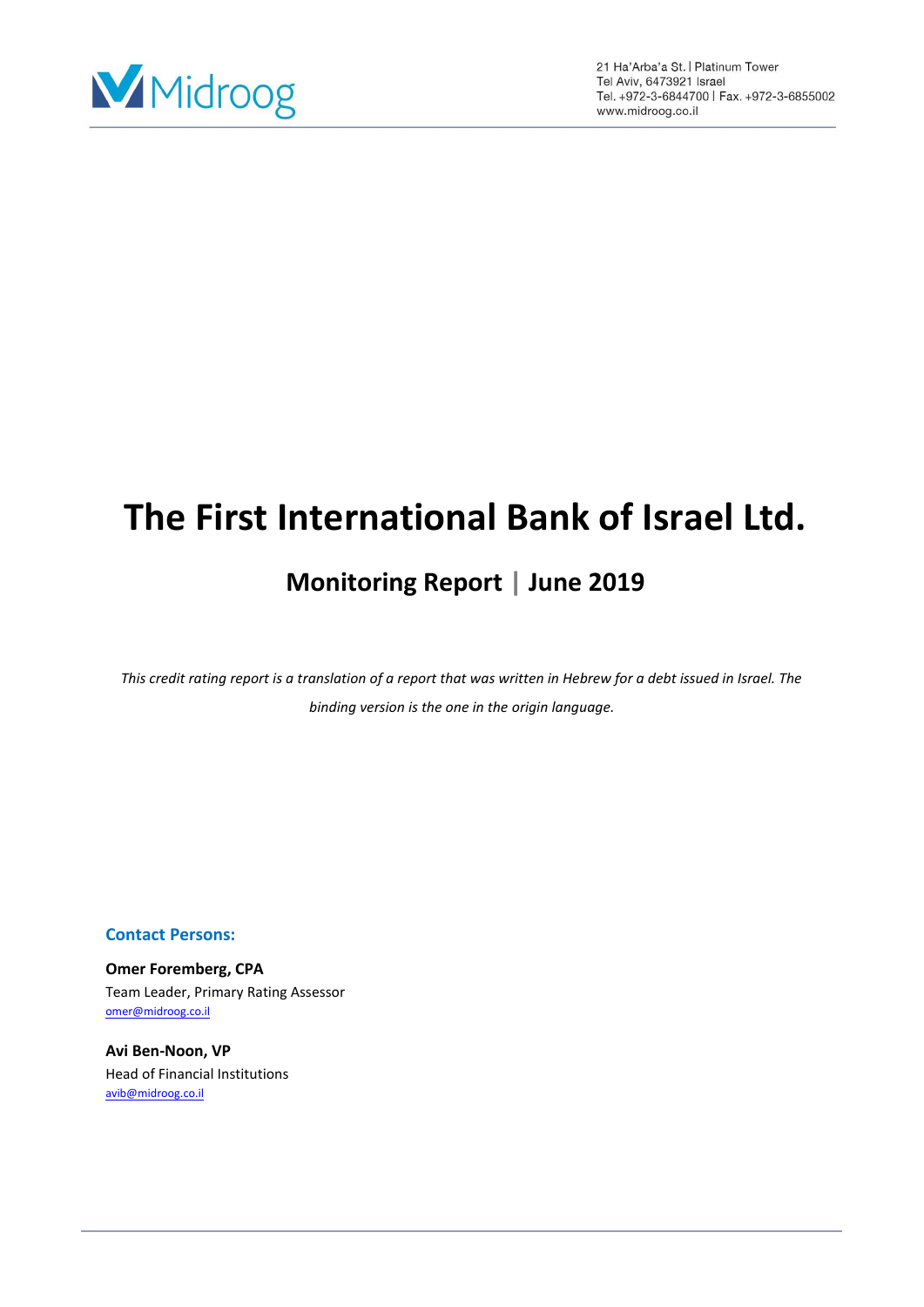# The First International Bank of Israel Ltd.

## Monitoring Report | June 2019

*This credit rating report is a translation of a report that was written in Hebrew for a debt issued in Israel. The binding version is the one in the origin language.*

**Contact Persons:**

**Omer Foremberg, CPA**
Team Leader, Primary Rating Assessor
omer@midroog.co.il

**Avi Ben-Noon, VP**
Head of Financial Institutions
avib@midroog.co.il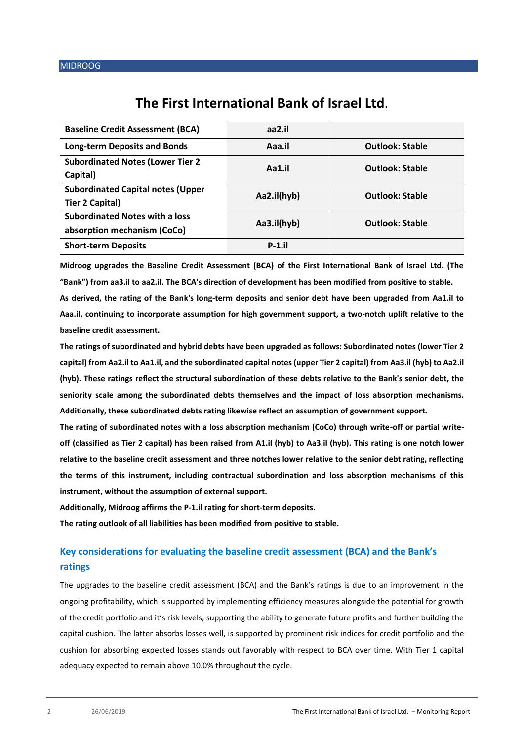# The First International Bank of Israel Ltd.

| Baseline Credit Assessment (BCA) | aa2.il | |
|---|---|---|
| Long-term Deposits and Bonds | Aaa.il | Outlook: Stable |
| Subordinated Notes (Lower Tier 2 Capital) | Aa1.il | Outlook: Stable |
| Subordinated Capital notes (Upper Tier 2 Capital) | Aa2.il(hyb) | Outlook: Stable |
| Subordinated Notes with a loss absorption mechanism (CoCo) | Aa3.il(hyb) | Outlook: Stable |
| Short-term Deposits | P-1.il | |

**Midroog upgrades the Baseline Credit Assessment (BCA) of the First International Bank of Israel Ltd. (The "Bank") from aa3.il to aa2.il. The BCA's direction of development has been modified from positive to stable.**

**As derived, the rating of the Bank's long-term deposits and senior debt have been upgraded from Aa1.il to Aaa.il, continuing to incorporate assumption for high government support, a two-notch uplift relative to the baseline credit assessment.**

**The ratings of subordinated and hybrid debts have been upgraded as follows: Subordinated notes (lower Tier 2 capital) from Aa2.il to Aa1.il, and the subordinated capital notes (upper Tier 2 capital) from Aa3.il (hyb) to Aa2.il (hyb). These ratings reflect the structural subordination of these debts relative to the Bank's senior debt, the seniority scale among the subordinated debts themselves and the impact of loss absorption mechanisms. Additionally, these subordinated debts rating likewise reflect an assumption of government support.**

**The rating of subordinated notes with a loss absorption mechanism (CoCo) through write-off or partial write-off (classified as Tier 2 capital) has been raised from A1.il (hyb) to Aa3.il (hyb). This rating is one notch lower relative to the baseline credit assessment and three notches lower relative to the senior debt rating, reflecting the terms of this instrument, including contractual subordination and loss absorption mechanisms of this instrument, without the assumption of external support.**

**Additionally, Midroog affirms the P-1.il rating for short-term deposits.**

**The rating outlook of all liabilities has been modified from positive to stable.**

## Key considerations for evaluating the baseline credit assessment (BCA) and the Bank's ratings

The upgrades to the baseline credit assessment (BCA) and the Bank's ratings is due to an improvement in the ongoing profitability, which is supported by implementing efficiency measures alongside the potential for growth of the credit portfolio and it's risk levels, supporting the ability to generate future profits and further building the capital cushion. The latter absorbs losses well, is supported by prominent risk indices for credit portfolio and the cushion for absorbing expected losses stands out favorably with respect to BCA over time. With Tier 1 capital adequacy expected to remain above 10.0% throughout the cycle.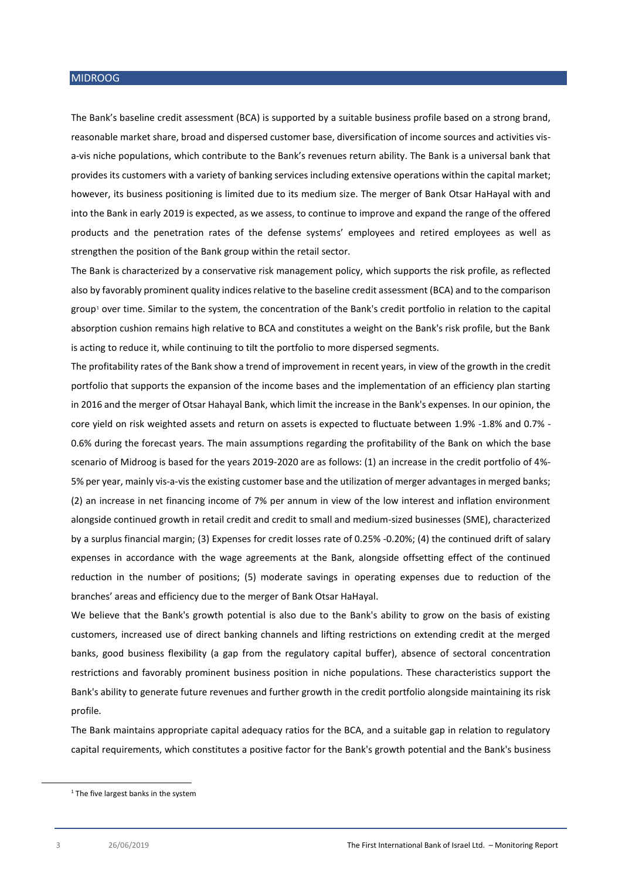The Bank's baseline credit assessment (BCA) is supported by a suitable business profile based on a strong brand, reasonable market share, broad and dispersed customer base, diversification of income sources and activities vis-a-vis niche populations, which contribute to the Bank's revenues return ability. The Bank is a universal bank that provides its customers with a variety of banking services including extensive operations within the capital market; however, its business positioning is limited due to its medium size. The merger of Bank Otsar HaHayal with and into the Bank in early 2019 is expected, as we assess, to continue to improve and expand the range of the offered products and the penetration rates of the defense systems' employees and retired employees as well as strengthen the position of the Bank group within the retail sector.

The Bank is characterized by a conservative risk management policy, which supports the risk profile, as reflected also by favorably prominent quality indices relative to the baseline credit assessment (BCA) and to the comparison group[1] over time. Similar to the system, the concentration of the Bank's credit portfolio in relation to the capital absorption cushion remains high relative to BCA and constitutes a weight on the Bank's risk profile, but the Bank is acting to reduce it, while continuing to tilt the portfolio to more dispersed segments.

The profitability rates of the Bank show a trend of improvement in recent years, in view of the growth in the credit portfolio that supports the expansion of the income bases and the implementation of an efficiency plan starting in 2016 and the merger of Otsar Hahayal Bank, which limit the increase in the Bank's expenses. In our opinion, the core yield on risk weighted assets and return on assets is expected to fluctuate between 1.9% -1.8% and 0.7% - 0.6% during the forecast years. The main assumptions regarding the profitability of the Bank on which the base scenario of Midroog is based for the years 2019-2020 are as follows: (1) an increase in the credit portfolio of 4%-5% per year, mainly vis-a-vis the existing customer base and the utilization of merger advantages in merged banks; (2) an increase in net financing income of 7% per annum in view of the low interest and inflation environment alongside continued growth in retail credit and credit to small and medium-sized businesses (SME), characterized by a surplus financial margin; (3) Expenses for credit losses rate of 0.25% -0.20%; (4) the continued drift of salary expenses in accordance with the wage agreements at the Bank, alongside offsetting effect of the continued reduction in the number of positions; (5) moderate savings in operating expenses due to reduction of the branches' areas and efficiency due to the merger of Bank Otsar HaHayal.

We believe that the Bank's growth potential is also due to the Bank's ability to grow on the basis of existing customers, increased use of direct banking channels and lifting restrictions on extending credit at the merged banks, good business flexibility (a gap from the regulatory capital buffer), absence of sectoral concentration restrictions and favorably prominent business position in niche populations. These characteristics support the Bank's ability to generate future revenues and further growth in the credit portfolio alongside maintaining its risk profile.

The Bank maintains appropriate capital adequacy ratios for the BCA, and a suitable gap in relation to regulatory capital requirements, which constitutes a positive factor for the Bank's growth potential and the Bank's business

[1] The five largest banks in the system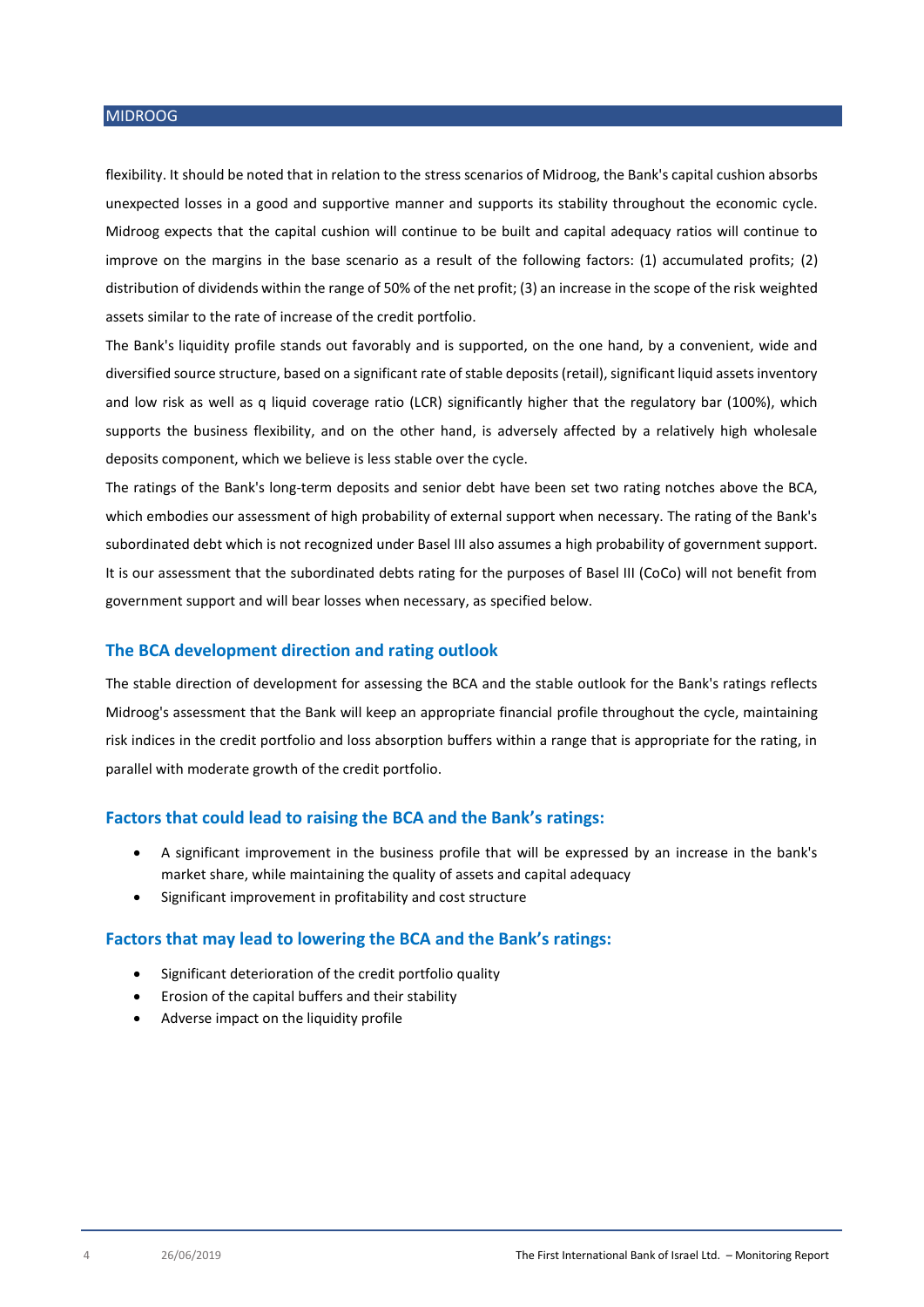flexibility. It should be noted that in relation to the stress scenarios of Midroog, the Bank's capital cushion absorbs unexpected losses in a good and supportive manner and supports its stability throughout the economic cycle. Midroog expects that the capital cushion will continue to be built and capital adequacy ratios will continue to improve on the margins in the base scenario as a result of the following factors: (1) accumulated profits; (2) distribution of dividends within the range of 50% of the net profit; (3) an increase in the scope of the risk weighted assets similar to the rate of increase of the credit portfolio.

The Bank's liquidity profile stands out favorably and is supported, on the one hand, by a convenient, wide and diversified source structure, based on a significant rate of stable deposits (retail), significant liquid assets inventory and low risk as well as q liquid coverage ratio (LCR) significantly higher that the regulatory bar (100%), which supports the business flexibility, and on the other hand, is adversely affected by a relatively high wholesale deposits component, which we believe is less stable over the cycle.

The ratings of the Bank's long-term deposits and senior debt have been set two rating notches above the BCA, which embodies our assessment of high probability of external support when necessary. The rating of the Bank's subordinated debt which is not recognized under Basel III also assumes a high probability of government support. It is our assessment that the subordinated debts rating for the purposes of Basel III (CoCo) will not benefit from government support and will bear losses when necessary, as specified below.

## The BCA development direction and rating outlook

The stable direction of development for assessing the BCA and the stable outlook for the Bank's ratings reflects Midroog's assessment that the Bank will keep an appropriate financial profile throughout the cycle, maintaining risk indices in the credit portfolio and loss absorption buffers within a range that is appropriate for the rating, in parallel with moderate growth of the credit portfolio.

## Factors that could lead to raising the BCA and the Bank's ratings:

- A significant improvement in the business profile that will be expressed by an increase in the bank's market share, while maintaining the quality of assets and capital adequacy
- Significant improvement in profitability and cost structure

## Factors that may lead to lowering the BCA and the Bank's ratings:

- Significant deterioration of the credit portfolio quality
- Erosion of the capital buffers and their stability
- Adverse impact on the liquidity profile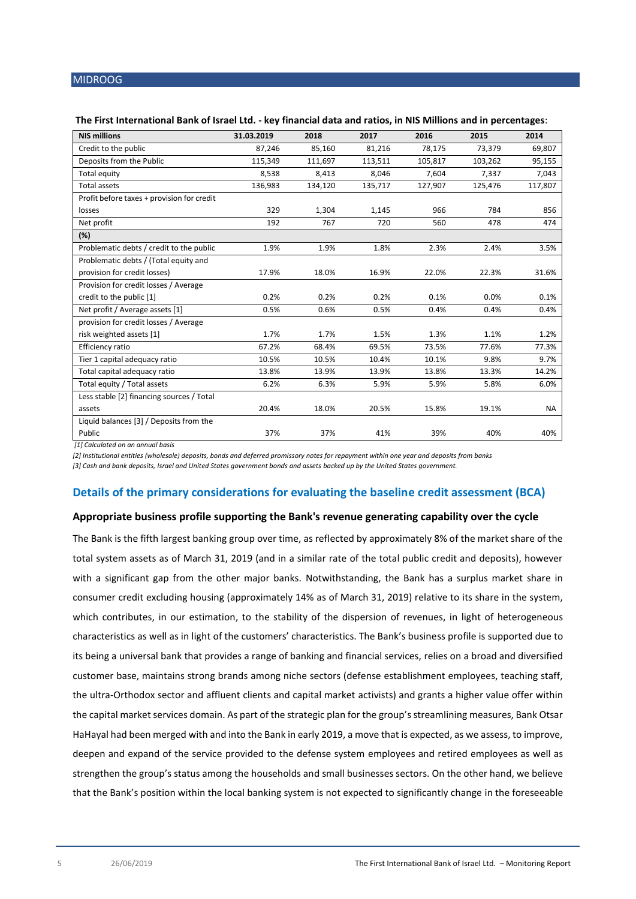**The First International Bank of Israel Ltd. - key financial data and ratios, in NIS Millions and in percentages**:

| NIS millions | 31.03.2019 | 2018 | 2017 | 2016 | 2015 | 2014 |
|---|---|---|---|---|---|---|
| Credit to the public | 87,246 | 85,160 | 81,216 | 78,175 | 73,379 | 69,807 |
| Deposits from the Public | 115,349 | 111,697 | 113,511 | 105,817 | 103,262 | 95,155 |
| Total equity | 8,538 | 8,413 | 8,046 | 7,604 | 7,337 | 7,043 |
| Total assets | 136,983 | 134,120 | 135,717 | 127,907 | 125,476 | 117,807 |
| Profit before taxes + provision for credit losses | 329 | 1,304 | 1,145 | 966 | 784 | 856 |
| Net profit | 192 | 767 | 720 | 560 | 478 | 474 |
| **(%)** | | | | | | |
| Problematic debts / credit to the public | 1.9% | 1.9% | 1.8% | 2.3% | 2.4% | 3.5% |
| Problematic debts / (Total equity and provision for credit losses) | 17.9% | 18.0% | 16.9% | 22.0% | 22.3% | 31.6% |
| Provision for credit losses / Average credit to the public [1] | 0.2% | 0.2% | 0.2% | 0.1% | 0.0% | 0.1% |
| Net profit / Average assets [1] | 0.5% | 0.6% | 0.5% | 0.4% | 0.4% | 0.4% |
| provision for credit losses / Average risk weighted assets [1] | 1.7% | 1.7% | 1.5% | 1.3% | 1.1% | 1.2% |
| Efficiency ratio | 67.2% | 68.4% | 69.5% | 73.5% | 77.6% | 77.3% |
| Tier 1 capital adequacy ratio | 10.5% | 10.5% | 10.4% | 10.1% | 9.8% | 9.7% |
| Total capital adequacy ratio | 13.8% | 13.9% | 13.9% | 13.8% | 13.3% | 14.2% |
| Total equity / Total assets | 6.2% | 6.3% | 5.9% | 5.9% | 5.8% | 6.0% |
| Less stable [2] financing sources / Total assets | 20.4% | 18.0% | 20.5% | 15.8% | 19.1% | NA |
| Liquid balances [3] / Deposits from the Public | 37% | 37% | 41% | 39% | 40% | 40% |

*[1] Calculated on an annual basis*

*[2] Institutional entities (wholesale) deposits, bonds and deferred promissory notes for repayment within one year and deposits from banks*

*[3] Cash and bank deposits, Israel and United States government bonds and assets backed up by the United States government.*

## Details of the primary considerations for evaluating the baseline credit assessment (BCA)

### Appropriate business profile supporting the Bank's revenue generating capability over the cycle

The Bank is the fifth largest banking group over time, as reflected by approximately 8% of the market share of the total system assets as of March 31, 2019 (and in a similar rate of the total public credit and deposits), however with a significant gap from the other major banks. Notwithstanding, the Bank has a surplus market share in consumer credit excluding housing (approximately 14% as of March 31, 2019) relative to its share in the system, which contributes, in our estimation, to the stability of the dispersion of revenues, in light of heterogeneous characteristics as well as in light of the customers' characteristics. The Bank's business profile is supported due to its being a universal bank that provides a range of banking and financial services, relies on a broad and diversified customer base, maintains strong brands among niche sectors (defense establishment employees, teaching staff, the ultra-Orthodox sector and affluent clients and capital market activists) and grants a higher value offer within the capital market services domain. As part of the strategic plan for the group's streamlining measures, Bank Otsar HaHayal had been merged with and into the Bank in early 2019, a move that is expected, as we assess, to improve, deepen and expand of the service provided to the defense system employees and retired employees as well as strengthen the group's status among the households and small businesses sectors. On the other hand, we believe that the Bank's position within the local banking system is not expected to significantly change in the foreseeable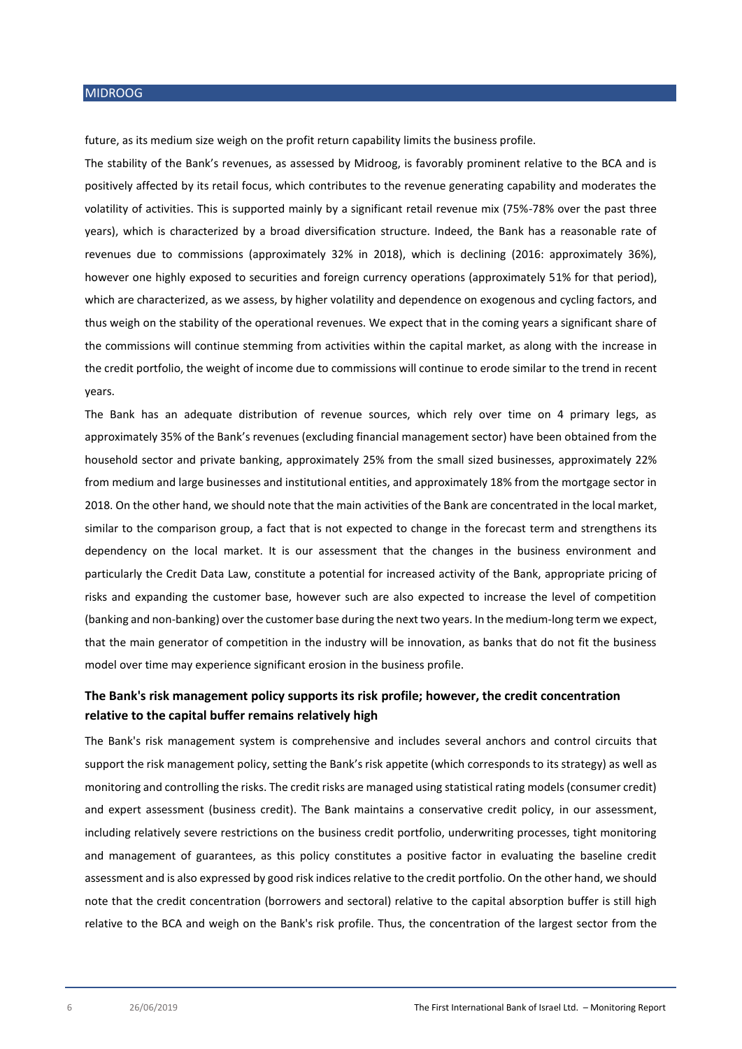future, as its medium size weigh on the profit return capability limits the business profile.

The stability of the Bank's revenues, as assessed by Midroog, is favorably prominent relative to the BCA and is positively affected by its retail focus, which contributes to the revenue generating capability and moderates the volatility of activities. This is supported mainly by a significant retail revenue mix (75%-78% over the past three years), which is characterized by a broad diversification structure. Indeed, the Bank has a reasonable rate of revenues due to commissions (approximately 32% in 2018), which is declining (2016: approximately 36%), however one highly exposed to securities and foreign currency operations (approximately 51% for that period), which are characterized, as we assess, by higher volatility and dependence on exogenous and cycling factors, and thus weigh on the stability of the operational revenues. We expect that in the coming years a significant share of the commissions will continue stemming from activities within the capital market, as along with the increase in the credit portfolio, the weight of income due to commissions will continue to erode similar to the trend in recent years.

The Bank has an adequate distribution of revenue sources, which rely over time on 4 primary legs, as approximately 35% of the Bank's revenues (excluding financial management sector) have been obtained from the household sector and private banking, approximately 25% from the small sized businesses, approximately 22% from medium and large businesses and institutional entities, and approximately 18% from the mortgage sector in 2018. On the other hand, we should note that the main activities of the Bank are concentrated in the local market, similar to the comparison group, a fact that is not expected to change in the forecast term and strengthens its dependency on the local market. It is our assessment that the changes in the business environment and particularly the Credit Data Law, constitute a potential for increased activity of the Bank, appropriate pricing of risks and expanding the customer base, however such are also expected to increase the level of competition (banking and non-banking) over the customer base during the next two years. In the medium-long term we expect, that the main generator of competition in the industry will be innovation, as banks that do not fit the business model over time may experience significant erosion in the business profile.

## The Bank's risk management policy supports its risk profile; however, the credit concentration relative to the capital buffer remains relatively high

The Bank's risk management system is comprehensive and includes several anchors and control circuits that support the risk management policy, setting the Bank's risk appetite (which corresponds to its strategy) as well as monitoring and controlling the risks. The credit risks are managed using statistical rating models (consumer credit) and expert assessment (business credit). The Bank maintains a conservative credit policy, in our assessment, including relatively severe restrictions on the business credit portfolio, underwriting processes, tight monitoring and management of guarantees, as this policy constitutes a positive factor in evaluating the baseline credit assessment and is also expressed by good risk indices relative to the credit portfolio. On the other hand, we should note that the credit concentration (borrowers and sectoral) relative to the capital absorption buffer is still high relative to the BCA and weigh on the Bank's risk profile. Thus, the concentration of the largest sector from the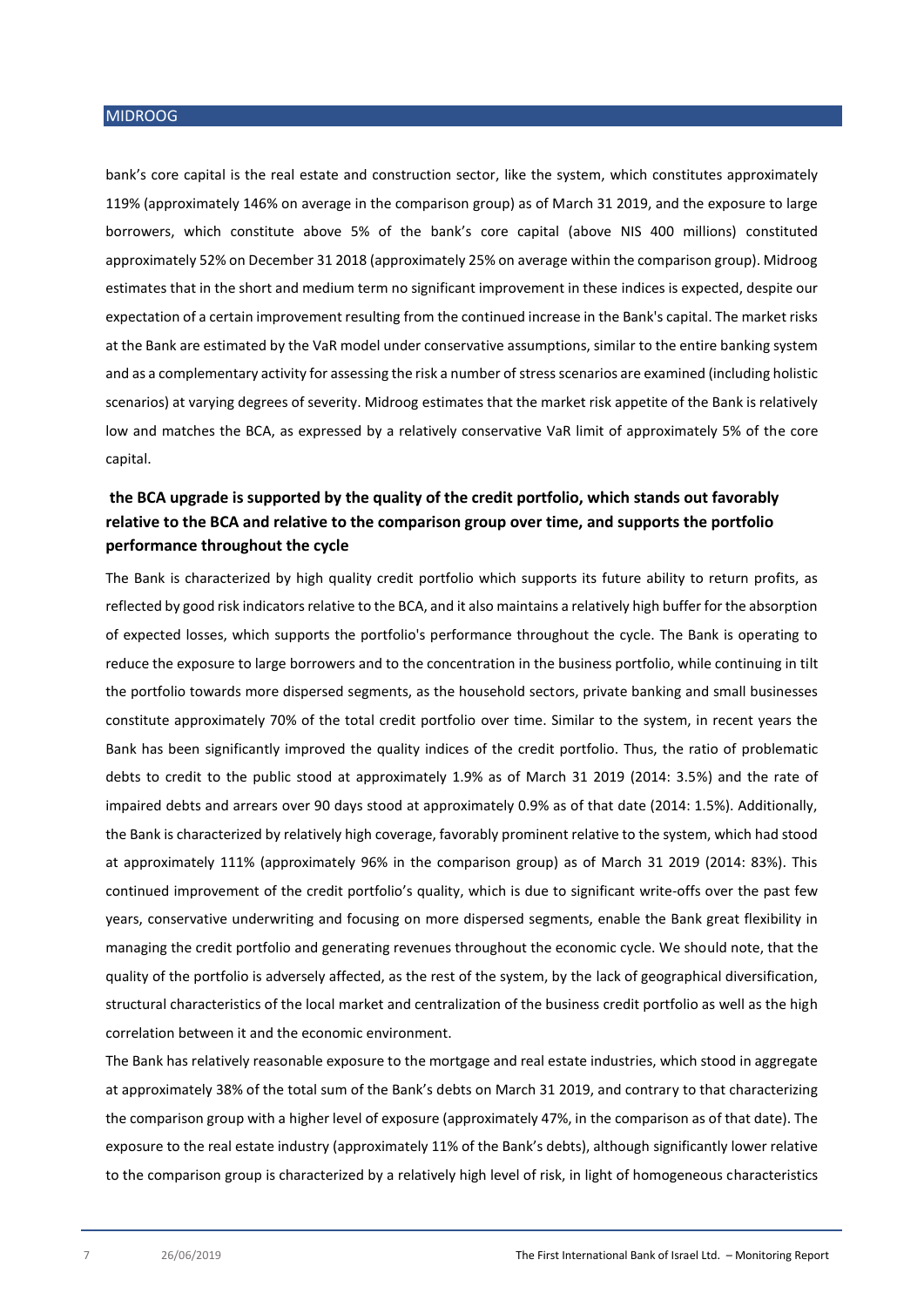bank's core capital is the real estate and construction sector, like the system, which constitutes approximately 119% (approximately 146% on average in the comparison group) as of March 31 2019, and the exposure to large borrowers, which constitute above 5% of the bank's core capital (above NIS 400 millions) constituted approximately 52% on December 31 2018 (approximately 25% on average within the comparison group). Midroog estimates that in the short and medium term no significant improvement in these indices is expected, despite our expectation of a certain improvement resulting from the continued increase in the Bank's capital. The market risks at the Bank are estimated by the VaR model under conservative assumptions, similar to the entire banking system and as a complementary activity for assessing the risk a number of stress scenarios are examined (including holistic scenarios) at varying degrees of severity. Midroog estimates that the market risk appetite of the Bank is relatively low and matches the BCA, as expressed by a relatively conservative VaR limit of approximately 5% of the core capital.

**the BCA upgrade is supported by the quality of the credit portfolio, which stands out favorably relative to the BCA and relative to the comparison group over time, and supports the portfolio performance throughout the cycle**

The Bank is characterized by high quality credit portfolio which supports its future ability to return profits, as reflected by good risk indicators relative to the BCA, and it also maintains a relatively high buffer for the absorption of expected losses, which supports the portfolio's performance throughout the cycle. The Bank is operating to reduce the exposure to large borrowers and to the concentration in the business portfolio, while continuing in tilt the portfolio towards more dispersed segments, as the household sectors, private banking and small businesses constitute approximately 70% of the total credit portfolio over time. Similar to the system, in recent years the Bank has been significantly improved the quality indices of the credit portfolio. Thus, the ratio of problematic debts to credit to the public stood at approximately 1.9% as of March 31 2019 (2014: 3.5%) and the rate of impaired debts and arrears over 90 days stood at approximately 0.9% as of that date (2014: 1.5%). Additionally, the Bank is characterized by relatively high coverage, favorably prominent relative to the system, which had stood at approximately 111% (approximately 96% in the comparison group) as of March 31 2019 (2014: 83%). This continued improvement of the credit portfolio's quality, which is due to significant write-offs over the past few years, conservative underwriting and focusing on more dispersed segments, enable the Bank great flexibility in managing the credit portfolio and generating revenues throughout the economic cycle. We should note, that the quality of the portfolio is adversely affected, as the rest of the system, by the lack of geographical diversification, structural characteristics of the local market and centralization of the business credit portfolio as well as the high correlation between it and the economic environment.

The Bank has relatively reasonable exposure to the mortgage and real estate industries, which stood in aggregate at approximately 38% of the total sum of the Bank's debts on March 31 2019, and contrary to that characterizing the comparison group with a higher level of exposure (approximately 47%, in the comparison as of that date). The exposure to the real estate industry (approximately 11% of the Bank's debts), although significantly lower relative to the comparison group is characterized by a relatively high level of risk, in light of homogeneous characteristics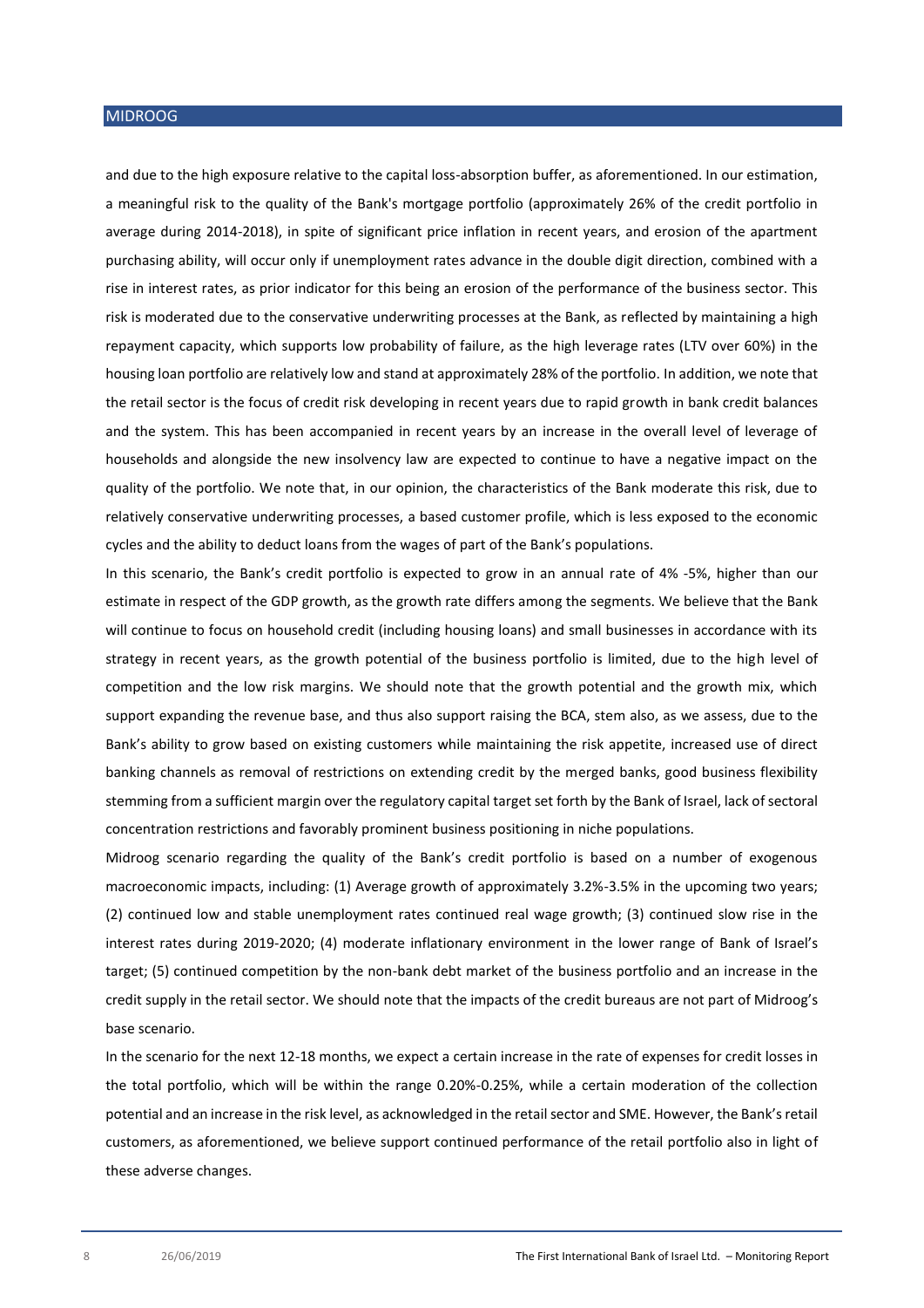and due to the high exposure relative to the capital loss-absorption buffer, as aforementioned. In our estimation, a meaningful risk to the quality of the Bank's mortgage portfolio (approximately 26% of the credit portfolio in average during 2014-2018), in spite of significant price inflation in recent years, and erosion of the apartment purchasing ability, will occur only if unemployment rates advance in the double digit direction, combined with a rise in interest rates, as prior indicator for this being an erosion of the performance of the business sector. This risk is moderated due to the conservative underwriting processes at the Bank, as reflected by maintaining a high repayment capacity, which supports low probability of failure, as the high leverage rates (LTV over 60%) in the housing loan portfolio are relatively low and stand at approximately 28% of the portfolio. In addition, we note that the retail sector is the focus of credit risk developing in recent years due to rapid growth in bank credit balances and the system. This has been accompanied in recent years by an increase in the overall level of leverage of households and alongside the new insolvency law are expected to continue to have a negative impact on the quality of the portfolio. We note that, in our opinion, the characteristics of the Bank moderate this risk, due to relatively conservative underwriting processes, a based customer profile, which is less exposed to the economic cycles and the ability to deduct loans from the wages of part of the Bank's populations.

In this scenario, the Bank's credit portfolio is expected to grow in an annual rate of 4% -5%, higher than our estimate in respect of the GDP growth, as the growth rate differs among the segments. We believe that the Bank will continue to focus on household credit (including housing loans) and small businesses in accordance with its strategy in recent years, as the growth potential of the business portfolio is limited, due to the high level of competition and the low risk margins. We should note that the growth potential and the growth mix, which support expanding the revenue base, and thus also support raising the BCA, stem also, as we assess, due to the Bank's ability to grow based on existing customers while maintaining the risk appetite, increased use of direct banking channels as removal of restrictions on extending credit by the merged banks, good business flexibility stemming from a sufficient margin over the regulatory capital target set forth by the Bank of Israel, lack of sectoral concentration restrictions and favorably prominent business positioning in niche populations.

Midroog scenario regarding the quality of the Bank's credit portfolio is based on a number of exogenous macroeconomic impacts, including: (1) Average growth of approximately 3.2%-3.5% in the upcoming two years; (2) continued low and stable unemployment rates continued real wage growth; (3) continued slow rise in the interest rates during 2019-2020; (4) moderate inflationary environment in the lower range of Bank of Israel's target; (5) continued competition by the non-bank debt market of the business portfolio and an increase in the credit supply in the retail sector. We should note that the impacts of the credit bureaus are not part of Midroog's base scenario.

In the scenario for the next 12-18 months, we expect a certain increase in the rate of expenses for credit losses in the total portfolio, which will be within the range 0.20%-0.25%, while a certain moderation of the collection potential and an increase in the risk level, as acknowledged in the retail sector and SME. However, the Bank's retail customers, as aforementioned, we believe support continued performance of the retail portfolio also in light of these adverse changes.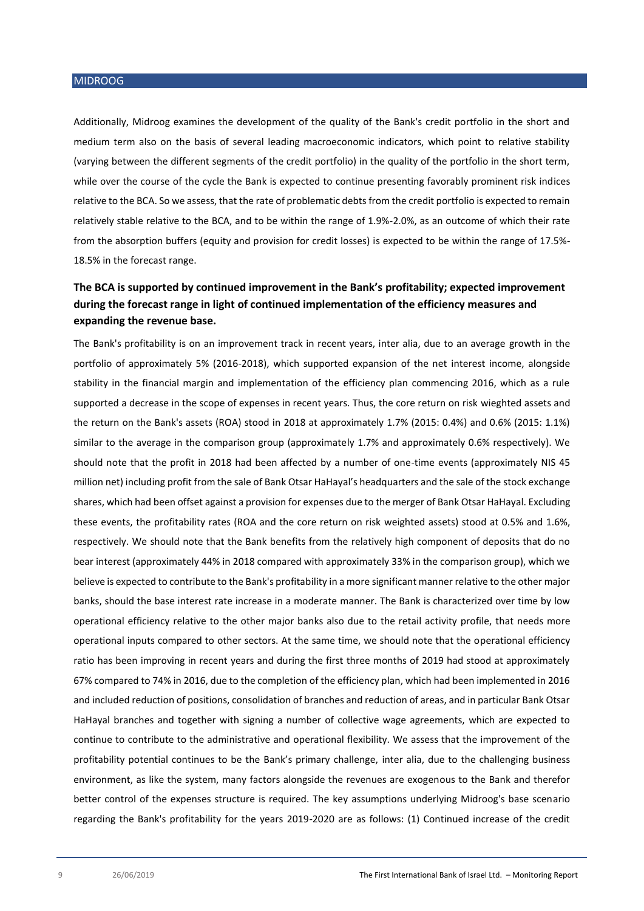Additionally, Midroog examines the development of the quality of the Bank's credit portfolio in the short and medium term also on the basis of several leading macroeconomic indicators, which point to relative stability (varying between the different segments of the credit portfolio) in the quality of the portfolio in the short term, while over the course of the cycle the Bank is expected to continue presenting favorably prominent risk indices relative to the BCA. So we assess, that the rate of problematic debts from the credit portfolio is expected to remain relatively stable relative to the BCA, and to be within the range of 1.9%-2.0%, as an outcome of which their rate from the absorption buffers (equity and provision for credit losses) is expected to be within the range of 17.5%-18.5% in the forecast range.

**The BCA is supported by continued improvement in the Bank's profitability; expected improvement during the forecast range in light of continued implementation of the efficiency measures and expanding the revenue base.**

The Bank's profitability is on an improvement track in recent years, inter alia, due to an average growth in the portfolio of approximately 5% (2016-2018), which supported expansion of the net interest income, alongside stability in the financial margin and implementation of the efficiency plan commencing 2016, which as a rule supported a decrease in the scope of expenses in recent years. Thus, the core return on risk wieghted assets and the return on the Bank's assets (ROA) stood in 2018 at approximately 1.7% (2015: 0.4%) and 0.6% (2015: 1.1%) similar to the average in the comparison group (approximately 1.7% and approximately 0.6% respectively). We should note that the profit in 2018 had been affected by a number of one-time events (approximately NIS 45 million net) including profit from the sale of Bank Otsar HaHayal's headquarters and the sale of the stock exchange shares, which had been offset against a provision for expenses due to the merger of Bank Otsar HaHayal. Excluding these events, the profitability rates (ROA and the core return on risk weighted assets) stood at 0.5% and 1.6%, respectively. We should note that the Bank benefits from the relatively high component of deposits that do no bear interest (approximately 44% in 2018 compared with approximately 33% in the comparison group), which we believe is expected to contribute to the Bank's profitability in a more significant manner relative to the other major banks, should the base interest rate increase in a moderate manner. The Bank is characterized over time by low operational efficiency relative to the other major banks also due to the retail activity profile, that needs more operational inputs compared to other sectors. At the same time, we should note that the operational efficiency ratio has been improving in recent years and during the first three months of 2019 had stood at approximately 67% compared to 74% in 2016, due to the completion of the efficiency plan, which had been implemented in 2016 and included reduction of positions, consolidation of branches and reduction of areas, and in particular Bank Otsar HaHayal branches and together with signing a number of collective wage agreements, which are expected to continue to contribute to the administrative and operational flexibility. We assess that the improvement of the profitability potential continues to be the Bank's primary challenge, inter alia, due to the challenging business environment, as like the system, many factors alongside the revenues are exogenous to the Bank and therefor better control of the expenses structure is required. The key assumptions underlying Midroog's base scenario regarding the Bank's profitability for the years 2019-2020 are as follows: (1) Continued increase of the credit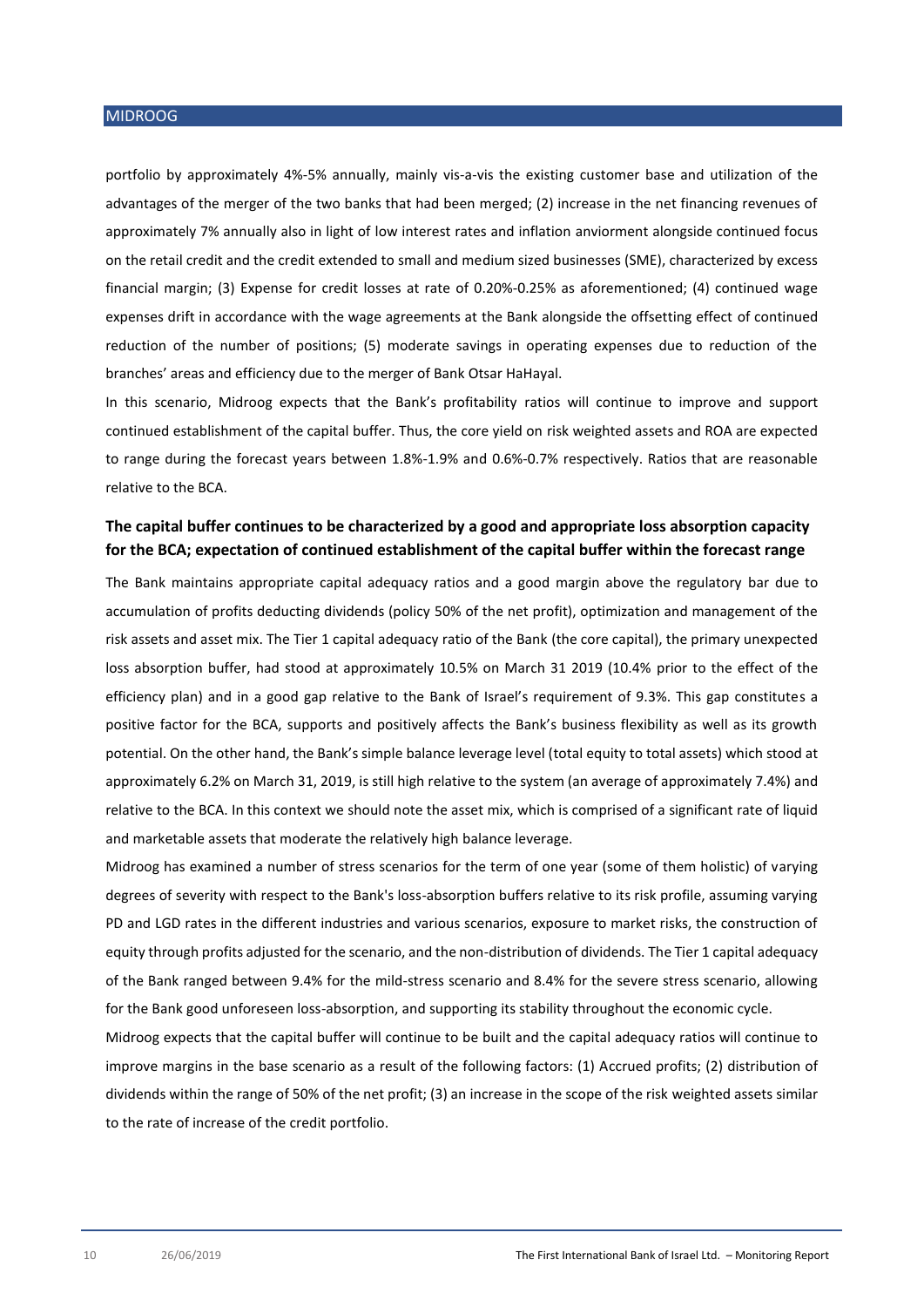portfolio by approximately 4%-5% annually, mainly vis-a-vis the existing customer base and utilization of the advantages of the merger of the two banks that had been merged; (2) increase in the net financing revenues of approximately 7% annually also in light of low interest rates and inflation anviorment alongside continued focus on the retail credit and the credit extended to small and medium sized businesses (SME), characterized by excess financial margin; (3) Expense for credit losses at rate of 0.20%-0.25% as aforementioned; (4) continued wage expenses drift in accordance with the wage agreements at the Bank alongside the offsetting effect of continued reduction of the number of positions; (5) moderate savings in operating expenses due to reduction of the branches' areas and efficiency due to the merger of Bank Otsar HaHayal.

In this scenario, Midroog expects that the Bank's profitability ratios will continue to improve and support continued establishment of the capital buffer. Thus, the core yield on risk weighted assets and ROA are expected to range during the forecast years between 1.8%-1.9% and 0.6%-0.7% respectively. Ratios that are reasonable relative to the BCA.

### The capital buffer continues to be characterized by a good and appropriate loss absorption capacity for the BCA; expectation of continued establishment of the capital buffer within the forecast range

The Bank maintains appropriate capital adequacy ratios and a good margin above the regulatory bar due to accumulation of profits deducting dividends (policy 50% of the net profit), optimization and management of the risk assets and asset mix. The Tier 1 capital adequacy ratio of the Bank (the core capital), the primary unexpected loss absorption buffer, had stood at approximately 10.5% on March 31 2019 (10.4% prior to the effect of the efficiency plan) and in a good gap relative to the Bank of Israel's requirement of 9.3%. This gap constitutes a positive factor for the BCA, supports and positively affects the Bank's business flexibility as well as its growth potential. On the other hand, the Bank's simple balance leverage level (total equity to total assets) which stood at approximately 6.2% on March 31, 2019, is still high relative to the system (an average of approximately 7.4%) and relative to the BCA. In this context we should note the asset mix, which is comprised of a significant rate of liquid and marketable assets that moderate the relatively high balance leverage.

Midroog has examined a number of stress scenarios for the term of one year (some of them holistic) of varying degrees of severity with respect to the Bank's loss-absorption buffers relative to its risk profile, assuming varying PD and LGD rates in the different industries and various scenarios, exposure to market risks, the construction of equity through profits adjusted for the scenario, and the non-distribution of dividends. The Tier 1 capital adequacy of the Bank ranged between 9.4% for the mild-stress scenario and 8.4% for the severe stress scenario, allowing for the Bank good unforeseen loss-absorption, and supporting its stability throughout the economic cycle.

Midroog expects that the capital buffer will continue to be built and the capital adequacy ratios will continue to improve margins in the base scenario as a result of the following factors: (1) Accrued profits; (2) distribution of dividends within the range of 50% of the net profit; (3) an increase in the scope of the risk weighted assets similar to the rate of increase of the credit portfolio.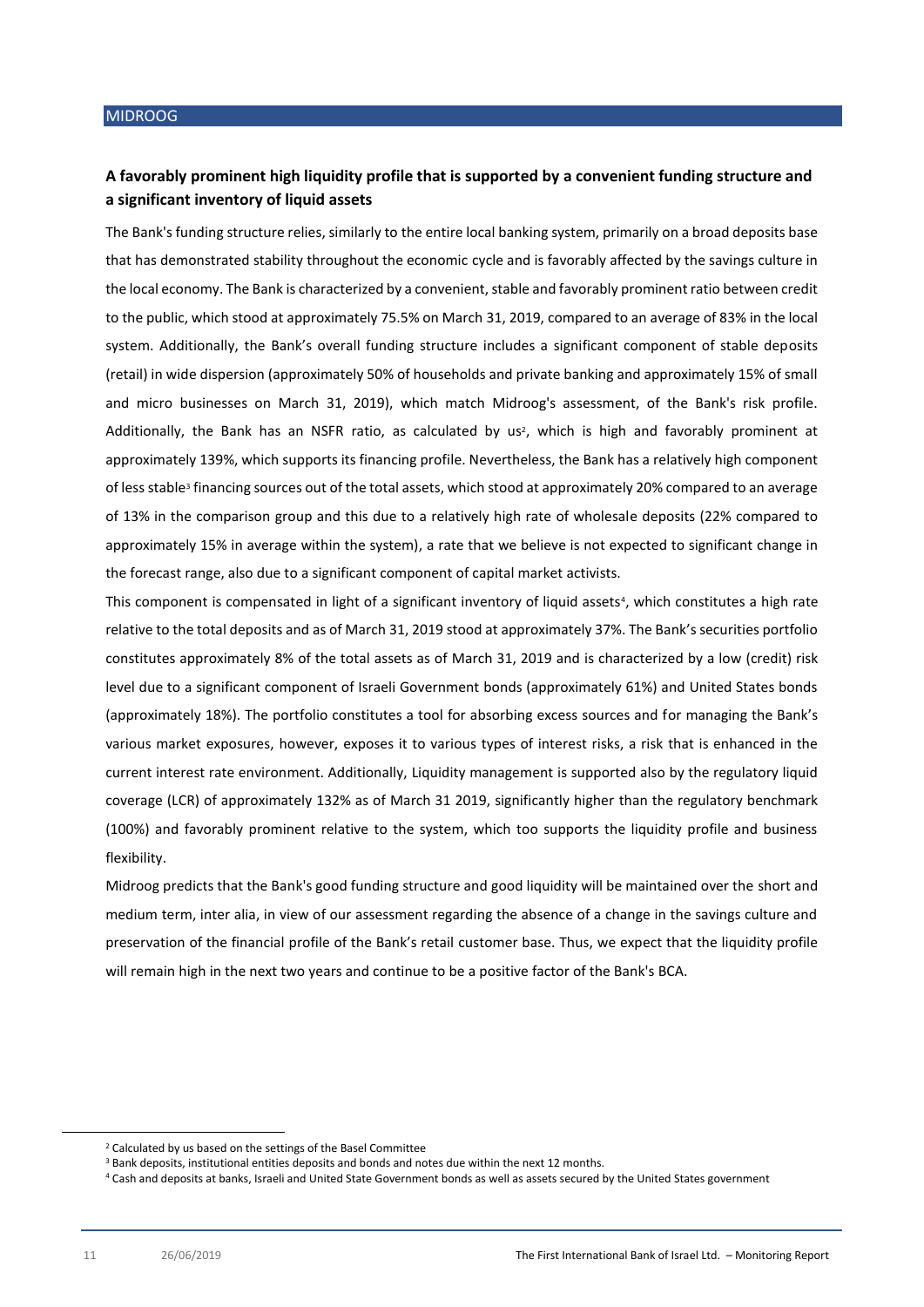### A favorably prominent high liquidity profile that is supported by a convenient funding structure and a significant inventory of liquid assets

The Bank's funding structure relies, similarly to the entire local banking system, primarily on a broad deposits base that has demonstrated stability throughout the economic cycle and is favorably affected by the savings culture in the local economy. The Bank is characterized by a convenient, stable and favorably prominent ratio between credit to the public, which stood at approximately 75.5% on March 31, 2019, compared to an average of 83% in the local system. Additionally, the Bank's overall funding structure includes a significant component of stable deposits (retail) in wide dispersion (approximately 50% of households and private banking and approximately 15% of small and micro businesses on March 31, 2019), which match Midroog's assessment, of the Bank's risk profile. Additionally, the Bank has an NSFR ratio, as calculated by us[2], which is high and favorably prominent at approximately 139%, which supports its financing profile. Nevertheless, the Bank has a relatively high component of less stable[3] financing sources out of the total assets, which stood at approximately 20% compared to an average of 13% in the comparison group and this due to a relatively high rate of wholesale deposits (22% compared to approximately 15% in average within the system), a rate that we believe is not expected to significant change in the forecast range, also due to a significant component of capital market activists.

This component is compensated in light of a significant inventory of liquid assets[4], which constitutes a high rate relative to the total deposits and as of March 31, 2019 stood at approximately 37%. The Bank's securities portfolio constitutes approximately 8% of the total assets as of March 31, 2019 and is characterized by a low (credit) risk level due to a significant component of Israeli Government bonds (approximately 61%) and United States bonds (approximately 18%). The portfolio constitutes a tool for absorbing excess sources and for managing the Bank's various market exposures, however, exposes it to various types of interest risks, a risk that is enhanced in the current interest rate environment. Additionally, Liquidity management is supported also by the regulatory liquid coverage (LCR) of approximately 132% as of March 31 2019, significantly higher than the regulatory benchmark (100%) and favorably prominent relative to the system, which too supports the liquidity profile and business flexibility.

Midroog predicts that the Bank's good funding structure and good liquidity will be maintained over the short and medium term, inter alia, in view of our assessment regarding the absence of a change in the savings culture and preservation of the financial profile of the Bank's retail customer base. Thus, we expect that the liquidity profile will remain high in the next two years and continue to be a positive factor of the Bank's BCA.

---

[2] Calculated by us based on the settings of the Basel Committee

[3] Bank deposits, institutional entities deposits and bonds and notes due within the next 12 months.

[4] Cash and deposits at banks, Israeli and United State Government bonds as well as assets secured by the United States government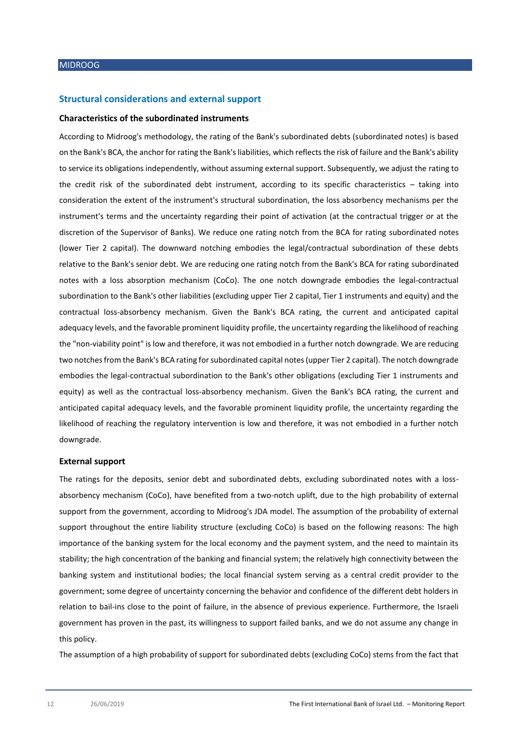## Structural considerations and external support

### Characteristics of the subordinated instruments

According to Midroog's methodology, the rating of the Bank's subordinated debts (subordinated notes) is based on the Bank's BCA, the anchor for rating the Bank's liabilities, which reflects the risk of failure and the Bank's ability to service its obligations independently, without assuming external support. Subsequently, we adjust the rating to the credit risk of the subordinated debt instrument, according to its specific characteristics – taking into consideration the extent of the instrument's structural subordination, the loss absorbency mechanisms per the instrument's terms and the uncertainty regarding their point of activation (at the contractual trigger or at the discretion of the Supervisor of Banks). We reduce one rating notch from the BCA for rating subordinated notes (lower Tier 2 capital). The downward notching embodies the legal/contractual subordination of these debts relative to the Bank's senior debt. We are reducing one rating notch from the Bank's BCA for rating subordinated notes with a loss absorption mechanism (CoCo). The one notch downgrade embodies the legal-contractual subordination to the Bank's other liabilities (excluding upper Tier 2 capital, Tier 1 instruments and equity) and the contractual loss-absorbency mechanism. Given the Bank's BCA rating, the current and anticipated capital adequacy levels, and the favorable prominent liquidity profile, the uncertainty regarding the likelihood of reaching the "non-viability point" is low and therefore, it was not embodied in a further notch downgrade. We are reducing two notches from the Bank's BCA rating for subordinated capital notes (upper Tier 2 capital). The notch downgrade embodies the legal-contractual subordination to the Bank's other obligations (excluding Tier 1 instruments and equity) as well as the contractual loss-absorbency mechanism. Given the Bank's BCA rating, the current and anticipated capital adequacy levels, and the favorable prominent liquidity profile, the uncertainty regarding the likelihood of reaching the regulatory intervention is low and therefore, it was not embodied in a further notch downgrade.

### External support

The ratings for the deposits, senior debt and subordinated debts, excluding subordinated notes with a loss-absorbency mechanism (CoCo), have benefited from a two-notch uplift, due to the high probability of external support from the government, according to Midroog's JDA model. The assumption of the probability of external support throughout the entire liability structure (excluding CoCo) is based on the following reasons: The high importance of the banking system for the local economy and the payment system, and the need to maintain its stability; the high concentration of the banking and financial system; the relatively high connectivity between the banking system and institutional bodies; the local financial system serving as a central credit provider to the government; some degree of uncertainty concerning the behavior and confidence of the different debt holders in relation to bail-ins close to the point of failure, in the absence of previous experience. Furthermore, the Israeli government has proven in the past, its willingness to support failed banks, and we do not assume any change in this policy.

The assumption of a high probability of support for subordinated debts (excluding CoCo) stems from the fact that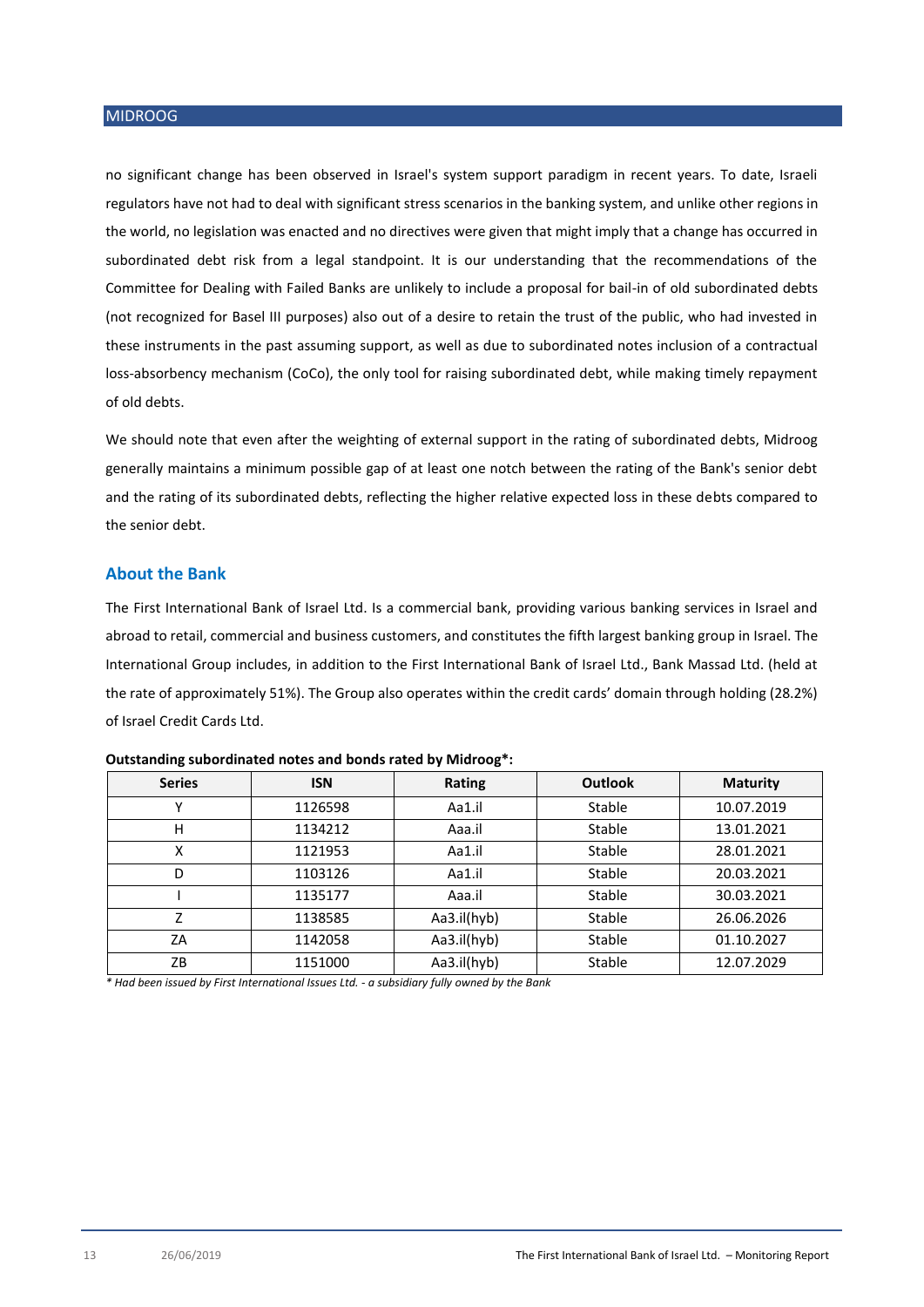no significant change has been observed in Israel's system support paradigm in recent years. To date, Israeli regulators have not had to deal with significant stress scenarios in the banking system, and unlike other regions in the world, no legislation was enacted and no directives were given that might imply that a change has occurred in subordinated debt risk from a legal standpoint. It is our understanding that the recommendations of the Committee for Dealing with Failed Banks are unlikely to include a proposal for bail-in of old subordinated debts (not recognized for Basel III purposes) also out of a desire to retain the trust of the public, who had invested in these instruments in the past assuming support, as well as due to subordinated notes inclusion of a contractual loss-absorbency mechanism (CoCo), the only tool for raising subordinated debt, while making timely repayment of old debts.

We should note that even after the weighting of external support in the rating of subordinated debts, Midroog generally maintains a minimum possible gap of at least one notch between the rating of the Bank's senior debt and the rating of its subordinated debts, reflecting the higher relative expected loss in these debts compared to the senior debt.

## About the Bank

The First International Bank of Israel Ltd. Is a commercial bank, providing various banking services in Israel and abroad to retail, commercial and business customers, and constitutes the fifth largest banking group in Israel. The International Group includes, in addition to the First International Bank of Israel Ltd., Bank Massad Ltd. (held at the rate of approximately 51%). The Group also operates within the credit cards' domain through holding (28.2%) of Israel Credit Cards Ltd.

**Outstanding subordinated notes and bonds rated by Midroog*:**

| Series | ISN | Rating | Outlook | Maturity |
|---|---|---|---|---|
| Y | 1126598 | Aa1.il | Stable | 10.07.2019 |
| H | 1134212 | Aaa.il | Stable | 13.01.2021 |
| X | 1121953 | Aa1.il | Stable | 28.01.2021 |
| D | 1103126 | Aa1.il | Stable | 20.03.2021 |
| I | 1135177 | Aaa.il | Stable | 30.03.2021 |
| Z | 1138585 | Aa3.il(hyb) | Stable | 26.06.2026 |
| ZA | 1142058 | Aa3.il(hyb) | Stable | 01.10.2027 |
| ZB | 1151000 | Aa3.il(hyb) | Stable | 12.07.2029 |

*\* Had been issued by First International Issues Ltd. - a subsidiary fully owned by the Bank*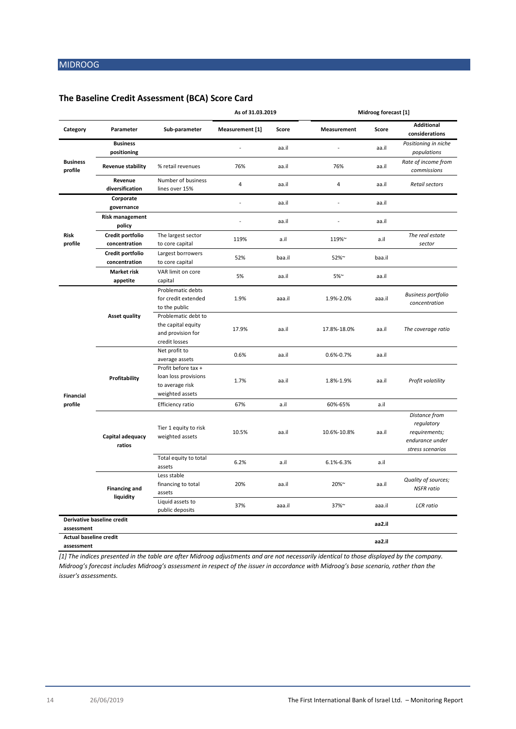## The Baseline Credit Assessment (BCA) Score Card

| Category | Parameter | Sub-parameter | As of 31.03.2019 | | Midroog forecast [1] | | |
|---|---|---|---|---|---|---|---|
| | | | Measurement [1] | Score | Measurement | Score | Additional considerations |
| Business profile | Business positioning | | - | aa.il | - | aa.il | *Positioning in niche populations* |
| | Revenue stability | % retail revenues | 76% | aa.il | 76% | aa.il | *Rate of income from commissions* |
| | Revenue diversification | Number of business lines over 15% | 4 | aa.il | 4 | aa.il | *Retail sectors* |
| Risk profile | Corporate governance | | - | aa.il | - | aa.il | |
| | Risk management policy | | - | aa.il | - | aa.il | |
| | Credit portfolio concentration | The largest sector to core capital | 119% | a.il | 119%~ | a.il | *The real estate sector* |
| | Credit portfolio concentration | Largest borrowers to core capital | 52% | baa.il | 52%~ | baa.il | |
| | Market risk appetite | VAR limit on core capital | 5% | aa.il | 5%~ | aa.il | |
| Financial profile | Asset quality | Problematic debts for credit extended to the public | 1.9% | aaa.il | 1.9%-2.0% | aaa.il | *Business portfolio concentration* |
| | | Problematic debt to the capital equity and provision for credit losses | 17.9% | aa.il | 17.8%-18.0% | aa.il | *The coverage ratio* |
| | Profitability | Net profit to average assets | 0.6% | aa.il | 0.6%-0.7% | aa.il | |
| | | Profit before tax + loan loss provisions to average risk weighted assets | 1.7% | aa.il | 1.8%-1.9% | aa.il | *Profit volatility* |
| | | Efficiency ratio | 67% | a.il | 60%-65% | a.il | |
| | Capital adequacy ratios | Tier 1 equity to risk weighted assets | 10.5% | aa.il | 10.6%-10.8% | aa.il | *Distance from regulatory requirements; endurance under stress scenarios* |
| | | Total equity to total assets | 6.2% | a.il | 6.1%-6.3% | a.il | |
| | Financing and liquidity | Less stable financing to total assets | 20% | aa.il | 20%~ | aa.il | *Quality of sources; NSFR ratio* |
| | | Liquid assets to public deposits | 37% | aaa.il | 37%~ | aaa.il | *LCR ratio* |
| **Derivative baseline credit assessment** | | | | | | **aa2.il** | |
| **Actual baseline credit assessment** | | | | | | **aa2.il** | |

*[1] The indices presented in the table are after Midroog adjustments and are not necessarily identical to those displayed by the company. Midroog's forecast includes Midroog's assessment in respect of the issuer in accordance with Midroog's base scenario, rather than the issuer's assessments.*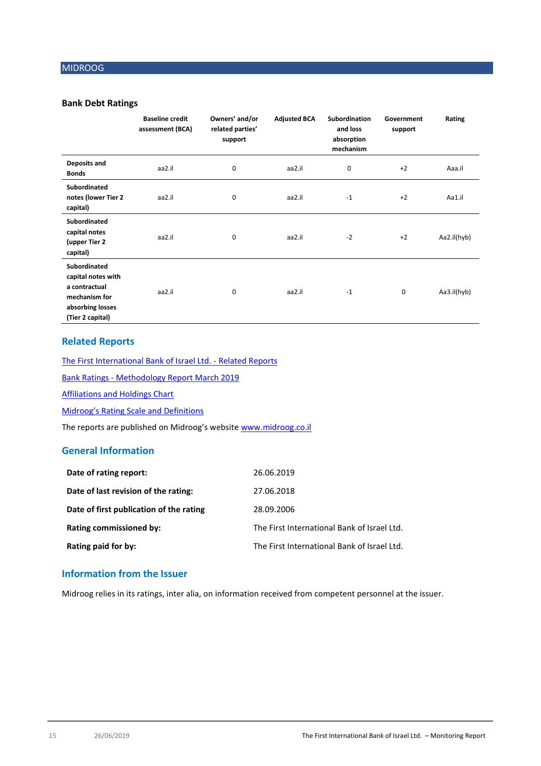**Bank Debt Ratings**

| | Baseline credit assessment (BCA) | Owners' and/or related parties' support | Adjusted BCA | Subordination and loss absorption mechanism | Government support | Rating |
|---|---|---|---|---|---|---|
| **Deposits and Bonds** | aa2.il | 0 | aa2.il | 0 | +2 | Aaa.il |
| **Subordinated notes (lower Tier 2 capital)** | aa2.il | 0 | aa2.il | -1 | +2 | Aa1.il |
| **Subordinated capital notes (upper Tier 2 capital)** | aa2.il | 0 | aa2.il | -2 | +2 | Aa2.il(hyb) |
| **Subordinated capital notes with a contractual mechanism for absorbing losses (Tier 2 capital)** | aa2.il | 0 | aa2.il | -1 | 0 | Aa3.il(hyb) |

## Related Reports

The First International Bank of Israel Ltd. - Related Reports

Bank Ratings - Methodology Report March 2019

Affiliations and Holdings Chart

Midroog's Rating Scale and Definitions

The reports are published on Midroog's website www.midroog.co.il

## General Information

| | |
|---|---|
| **Date of rating report:** | 26.06.2019 |
| **Date of last revision of the rating:** | 27.06.2018 |
| **Date of first publication of the rating** | 28.09.2006 |
| **Rating commissioned by:** | The First International Bank of Israel Ltd. |
| **Rating paid for by:** | The First International Bank of Israel Ltd. |

## Information from the Issuer

Midroog relies in its ratings, inter alia, on information received from competent personnel at the issuer.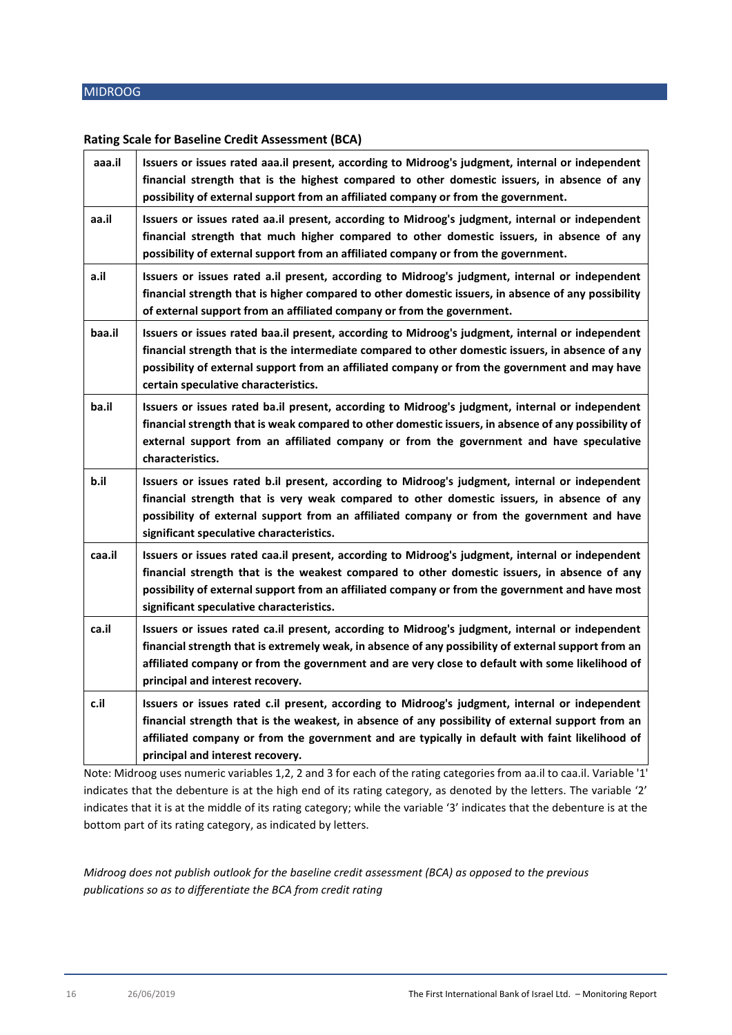## Rating Scale for Baseline Credit Assessment (BCA)

| | |
|---|---|
| aaa.il | **Issuers or issues rated aaa.il present, according to Midroog's judgment, internal or independent financial strength that is the highest compared to other domestic issuers, in absence of any possibility of external support from an affiliated company or from the government.** |
| aa.il | **Issuers or issues rated aa.il present, according to Midroog's judgment, internal or independent financial strength that much higher compared to other domestic issuers, in absence of any possibility of external support from an affiliated company or from the government.** |
| a.il | **Issuers or issues rated a.il present, according to Midroog's judgment, internal or independent financial strength that is higher compared to other domestic issuers, in absence of any possibility of external support from an affiliated company or from the government.** |
| baa.il | **Issuers or issues rated baa.il present, according to Midroog's judgment, internal or independent financial strength that is the intermediate compared to other domestic issuers, in absence of any possibility of external support from an affiliated company or from the government and may have certain speculative characteristics.** |
| ba.il | **Issuers or issues rated ba.il present, according to Midroog's judgment, internal or independent financial strength that is weak compared to other domestic issuers, in absence of any possibility of external support from an affiliated company or from the government and have speculative characteristics.** |
| b.il | **Issuers or issues rated b.il present, according to Midroog's judgment, internal or independent financial strength that is very weak compared to other domestic issuers, in absence of any possibility of external support from an affiliated company or from the government and have significant speculative characteristics.** |
| caa.il | **Issuers or issues rated caa.il present, according to Midroog's judgment, internal or independent financial strength that is the weakest compared to other domestic issuers, in absence of any possibility of external support from an affiliated company or from the government and have most significant speculative characteristics.** |
| ca.il | **Issuers or issues rated ca.il present, according to Midroog's judgment, internal or independent financial strength that is extremely weak, in absence of any possibility of external support from an affiliated company or from the government and are very close to default with some likelihood of principal and interest recovery.** |
| c.il | **Issuers or issues rated c.il present, according to Midroog's judgment, internal or independent financial strength that is the weakest, in absence of any possibility of external support from an affiliated company or from the government and are typically in default with faint likelihood of principal and interest recovery.** |

Note: Midroog uses numeric variables 1,2, 2 and 3 for each of the rating categories from aa.il to caa.il. Variable '1' indicates that the debenture is at the high end of its rating category, as denoted by the letters. The variable '2' indicates that it is at the middle of its rating category; while the variable '3' indicates that the debenture is at the bottom part of its rating category, as indicated by letters.

*Midroog does not publish outlook for the baseline credit assessment (BCA) as opposed to the previous publications so as to differentiate the BCA from credit rating*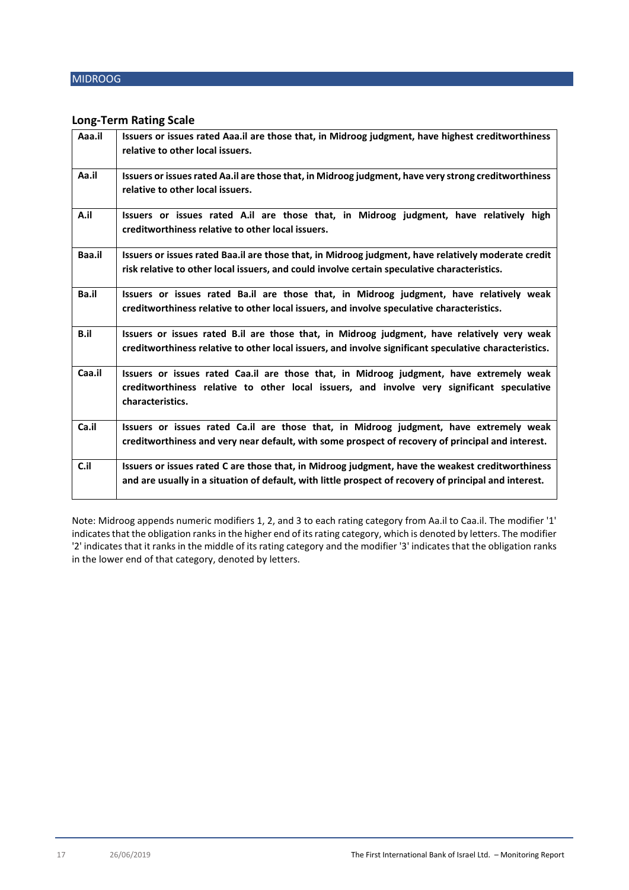## Long-Term Rating Scale

| | |
|---|---|
| Aaa.il | **Issuers or issues rated Aaa.il are those that, in Midroog judgment, have highest creditworthiness relative to other local issuers.** |
| Aa.il | **Issuers or issues rated Aa.il are those that, in Midroog judgment, have very strong creditworthiness relative to other local issuers.** |
| A.il | **Issuers or issues rated A.il are those that, in Midroog judgment, have relatively high creditworthiness relative to other local issuers.** |
| Baa.il | **Issuers or issues rated Baa.il are those that, in Midroog judgment, have relatively moderate credit risk relative to other local issuers, and could involve certain speculative characteristics.** |
| Ba.il | **Issuers or issues rated Ba.il are those that, in Midroog judgment, have relatively weak creditworthiness relative to other local issuers, and involve speculative characteristics.** |
| B.il | **Issuers or issues rated B.il are those that, in Midroog judgment, have relatively very weak creditworthiness relative to other local issuers, and involve significant speculative characteristics.** |
| Caa.il | **Issuers or issues rated Caa.il are those that, in Midroog judgment, have extremely weak creditworthiness relative to other local issuers, and involve very significant speculative characteristics.** |
| Ca.il | **Issuers or issues rated Ca.il are those that, in Midroog judgment, have extremely weak creditworthiness and very near default, with some prospect of recovery of principal and interest.** |
| C.il | **Issuers or issues rated C are those that, in Midroog judgment, have the weakest creditworthiness and are usually in a situation of default, with little prospect of recovery of principal and interest.** |

Note: Midroog appends numeric modifiers 1, 2, and 3 to each rating category from Aa.il to Caa.il. The modifier '1' indicates that the obligation ranks in the higher end of its rating category, which is denoted by letters. The modifier '2' indicates that it ranks in the middle of its rating category and the modifier '3' indicates that the obligation ranks in the lower end of that category, denoted by letters.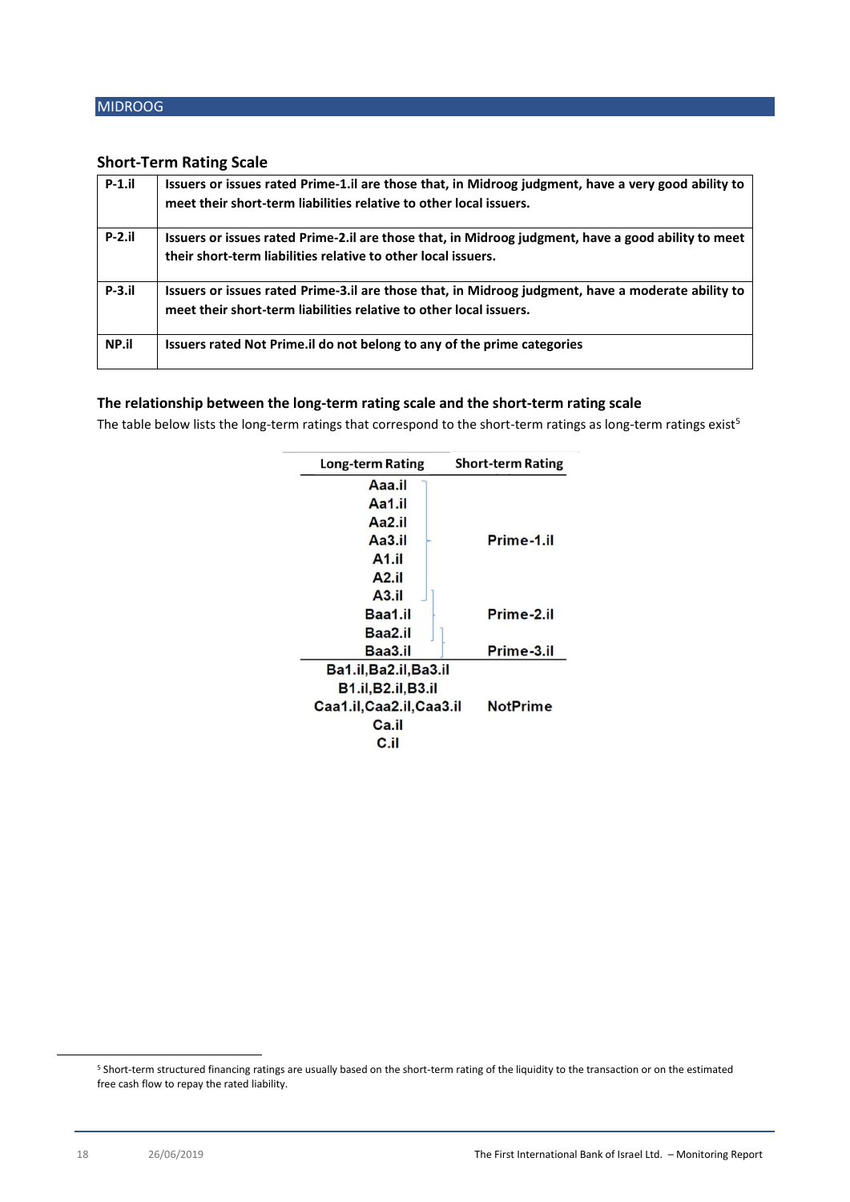## Short-Term Rating Scale

| | |
|---|---|
| **P-1.il** | **Issuers or issues rated Prime-1.il are those that, in Midroog judgment, have a very good ability to meet their short-term liabilities relative to other local issuers.** |
| **P-2.il** | **Issuers or issues rated Prime-2.il are those that, in Midroog judgment, have a good ability to meet their short-term liabilities relative to other local issuers.** |
| **P-3.il** | **Issuers or issues rated Prime-3.il are those that, in Midroog judgment, have a moderate ability to meet their short-term liabilities relative to other local issuers.** |
| **NP.il** | **Issuers rated Not Prime.il do not belong to any of the prime categories** |

### The relationship between the long-term rating scale and the short-term rating scale

The table below lists the long-term ratings that correspond to the short-term ratings as long-term ratings exist[5]

| Long-term Rating | Short-term Rating |
|---|---|
| Aaa.il, Aa1.il, Aa2.il, Aa3.il, A1.il, A2.il, A3.il | Prime-1.il |
| A3.il, Baa1.il, Baa2.il | Prime-2.il |
| Baa2.il, Baa3.il | Prime-3.il |
| Ba1.il,Ba2.il,Ba3.il<br>B1.il,B2.il,B3.il<br>Caa1.il,Caa2.il,Caa3.il<br>Ca.il<br>C.il | NotPrime |

[5] Short-term structured financing ratings are usually based on the short-term rating of the liquidity to the transaction or on the estimated free cash flow to repay the rated liability.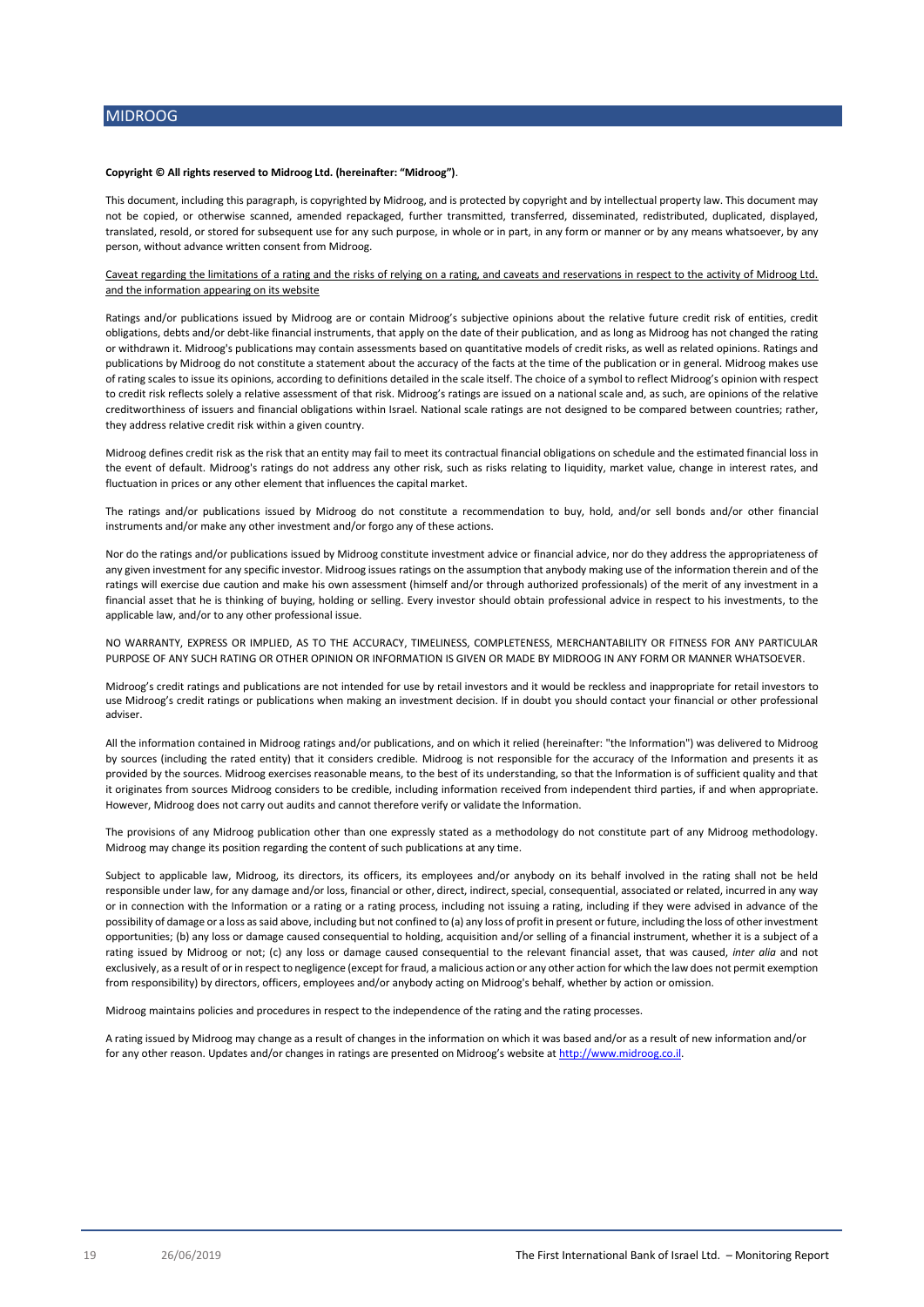# MIDROOG

**Copyright © All rights reserved to Midroog Ltd. (hereinafter: "Midroog")**.

This document, including this paragraph, is copyrighted by Midroog, and is protected by copyright and by intellectual property law. This document may not be copied, or otherwise scanned, amended repackaged, further transmitted, transferred, disseminated, redistributed, duplicated, displayed, translated, resold, or stored for subsequent use for any such purpose, in whole or in part, in any form or manner or by any means whatsoever, by any person, without advance written consent from Midroog.

Caveat regarding the limitations of a rating and the risks of relying on a rating, and caveats and reservations in respect to the activity of Midroog Ltd. and the information appearing on its website

Ratings and/or publications issued by Midroog are or contain Midroog's subjective opinions about the relative future credit risk of entities, credit obligations, debts and/or debt-like financial instruments, that apply on the date of their publication, and as long as Midroog has not changed the rating or withdrawn it. Midroog's publications may contain assessments based on quantitative models of credit risks, as well as related opinions. Ratings and publications by Midroog do not constitute a statement about the accuracy of the facts at the time of the publication or in general. Midroog makes use of rating scales to issue its opinions, according to definitions detailed in the scale itself. The choice of a symbol to reflect Midroog's opinion with respect to credit risk reflects solely a relative assessment of that risk. Midroog's ratings are issued on a national scale and, as such, are opinions of the relative creditworthiness of issuers and financial obligations within Israel. National scale ratings are not designed to be compared between countries; rather, they address relative credit risk within a given country.

Midroog defines credit risk as the risk that an entity may fail to meet its contractual financial obligations on schedule and the estimated financial loss in the event of default. Midroog's ratings do not address any other risk, such as risks relating to liquidity, market value, change in interest rates, and fluctuation in prices or any other element that influences the capital market.

The ratings and/or publications issued by Midroog do not constitute a recommendation to buy, hold, and/or sell bonds and/or other financial instruments and/or make any other investment and/or forgo any of these actions.

Nor do the ratings and/or publications issued by Midroog constitute investment advice or financial advice, nor do they address the appropriateness of any given investment for any specific investor. Midroog issues ratings on the assumption that anybody making use of the information therein and of the ratings will exercise due caution and make his own assessment (himself and/or through authorized professionals) of the merit of any investment in a financial asset that he is thinking of buying, holding or selling. Every investor should obtain professional advice in respect to his investments, to the applicable law, and/or to any other professional issue.

NO WARRANTY, EXPRESS OR IMPLIED, AS TO THE ACCURACY, TIMELINESS, COMPLETENESS, MERCHANTABILITY OR FITNESS FOR ANY PARTICULAR PURPOSE OF ANY SUCH RATING OR OTHER OPINION OR INFORMATION IS GIVEN OR MADE BY MIDROOG IN ANY FORM OR MANNER WHATSOEVER.

Midroog's credit ratings and publications are not intended for use by retail investors and it would be reckless and inappropriate for retail investors to use Midroog's credit ratings or publications when making an investment decision. If in doubt you should contact your financial or other professional adviser.

All the information contained in Midroog ratings and/or publications, and on which it relied (hereinafter: "the Information") was delivered to Midroog by sources (including the rated entity) that it considers credible. Midroog is not responsible for the accuracy of the Information and presents it as provided by the sources. Midroog exercises reasonable means, to the best of its understanding, so that the Information is of sufficient quality and that it originates from sources Midroog considers to be credible, including information received from independent third parties, if and when appropriate. However, Midroog does not carry out audits and cannot therefore verify or validate the Information.

The provisions of any Midroog publication other than one expressly stated as a methodology do not constitute part of any Midroog methodology. Midroog may change its position regarding the content of such publications at any time.

Subject to applicable law, Midroog, its directors, its officers, its employees and/or anybody on its behalf involved in the rating shall not be held responsible under law, for any damage and/or loss, financial or other, direct, indirect, special, consequential, associated or related, incurred in any way or in connection with the Information or a rating or a rating process, including not issuing a rating, including if they were advised in advance of the possibility of damage or a loss as said above, including but not confined to (a) any loss of profit in present or future, including the loss of other investment opportunities; (b) any loss or damage caused consequential to holding, acquisition and/or selling of a financial instrument, whether it is a subject of a rating issued by Midroog or not; (c) any loss or damage caused consequential to the relevant financial asset, that was caused, *inter alia* and not exclusively, as a result of or in respect to negligence (except for fraud, a malicious action or any other action for which the law does not permit exemption from responsibility) by directors, officers, employees and/or anybody acting on Midroog's behalf, whether by action or omission.

Midroog maintains policies and procedures in respect to the independence of the rating and the rating processes.

A rating issued by Midroog may change as a result of changes in the information on which it was based and/or as a result of new information and/or for any other reason. Updates and/or changes in ratings are presented on Midroog's website at http://www.midroog.co.il.